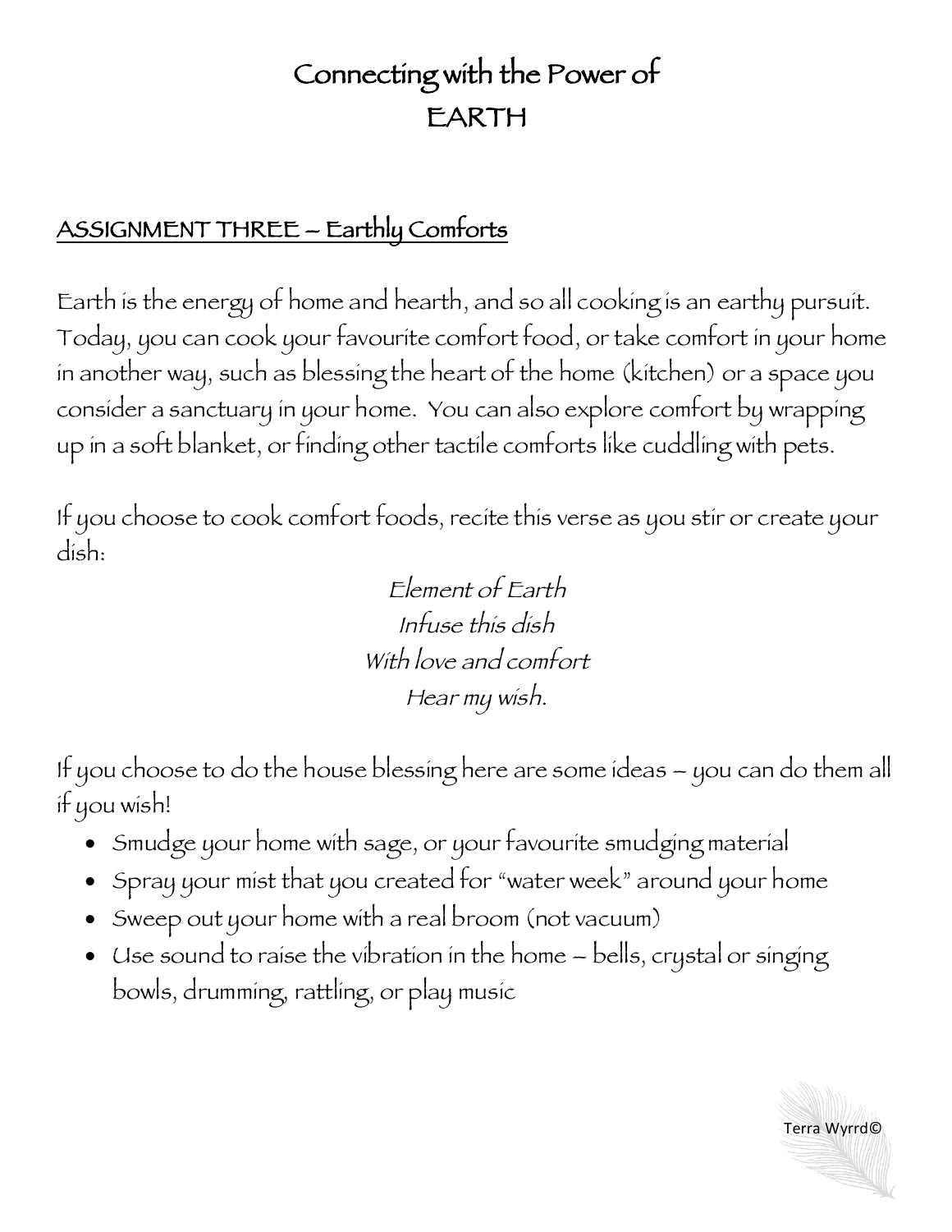# Connecting with the Power of
# EARTH

## ASSIGNMENT THREE – Earthly Comforts

Earth is the energy of home and hearth, and so all cooking is an earthy pursuit. Today, you can cook your favourite comfort food, or take comfort in your home in another way, such as blessing the heart of the home (kitchen) or a space you consider a sanctuary in your home. You can also explore comfort by wrapping up in a soft blanket, or finding other tactile comforts like cuddling with pets.

If you choose to cook comfort foods, recite this verse as you stir or create your dish:

*Element of Earth*
*Infuse this dish*
*With love and comfort*
*Hear my wish.*

If you choose to do the house blessing here are some ideas – you can do them all if you wish!

- Smudge your home with sage, or your favourite smudging material
- Spray your mist that you created for "water week" around your home
- Sweep out your home with a real broom (not vacuum)
- Use sound to raise the vibration in the home – bells, crystal or singing bowls, drumming, rattling, or play music

Terra Wyrrd©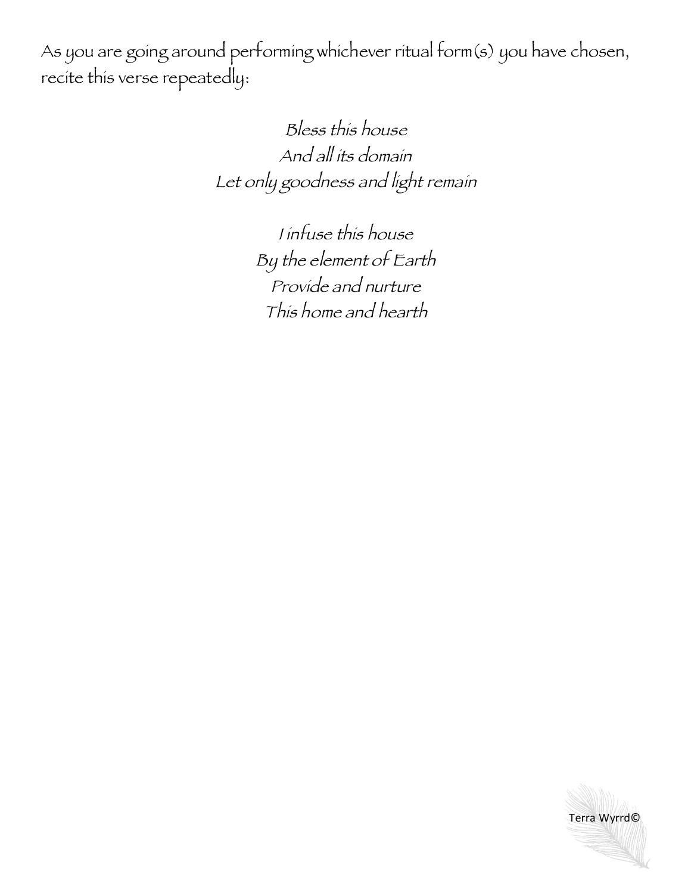As you are going around performing whichever ritual form(s) you have chosen, recite this verse repeatedly:

*Bless this house*
*And all its domain*
*Let only goodness and light remain*

*I infuse this house*
*By the element of Earth*
*Provide and nurture*
*This home and hearth*

Terra Wyrrd©